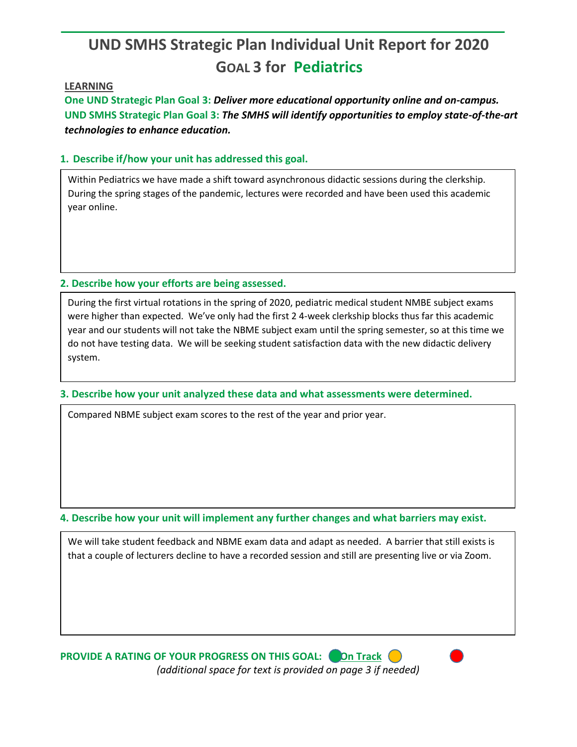# UND SMHS Strategic Plan Individual Unit Report for 2020

## GOAL 3 for Pediatrics

**LEARNING**

**One UND Strategic Plan Goal 3:** ***Deliver more educational opportunity online and on-campus.***

**UND SMHS Strategic Plan Goal 3:** ***The SMHS will identify opportunities to employ state-of-the-art technologies to enhance education.***

### 1. Describe if/how your unit has addressed this goal.

Within Pediatrics we have made a shift toward asynchronous didactic sessions during the clerkship. During the spring stages of the pandemic, lectures were recorded and have been used this academic year online.

### 2. Describe how your efforts are being assessed.

During the first virtual rotations in the spring of 2020, pediatric medical student NMBE subject exams were higher than expected. We've only had the first 2 4-week clerkship blocks thus far this academic year and our students will not take the NBME subject exam until the spring semester, so at this time we do not have testing data. We will be seeking student satisfaction data with the new didactic delivery system.

### 3. Describe how your unit analyzed these data and what assessments were determined.

Compared NBME subject exam scores to the rest of the year and prior year.

### 4. Describe how your unit will implement any further changes and what barriers may exist.

We will take student feedback and NBME exam data and adapt as needed. A barrier that still exists is that a couple of lecturers decline to have a recorded session and still are presenting live or via Zoom.

**PROVIDE A RATING OF YOUR PROGRESS ON THIS GOAL:** **On Track**

*(additional space for text is provided on page 3 if needed)*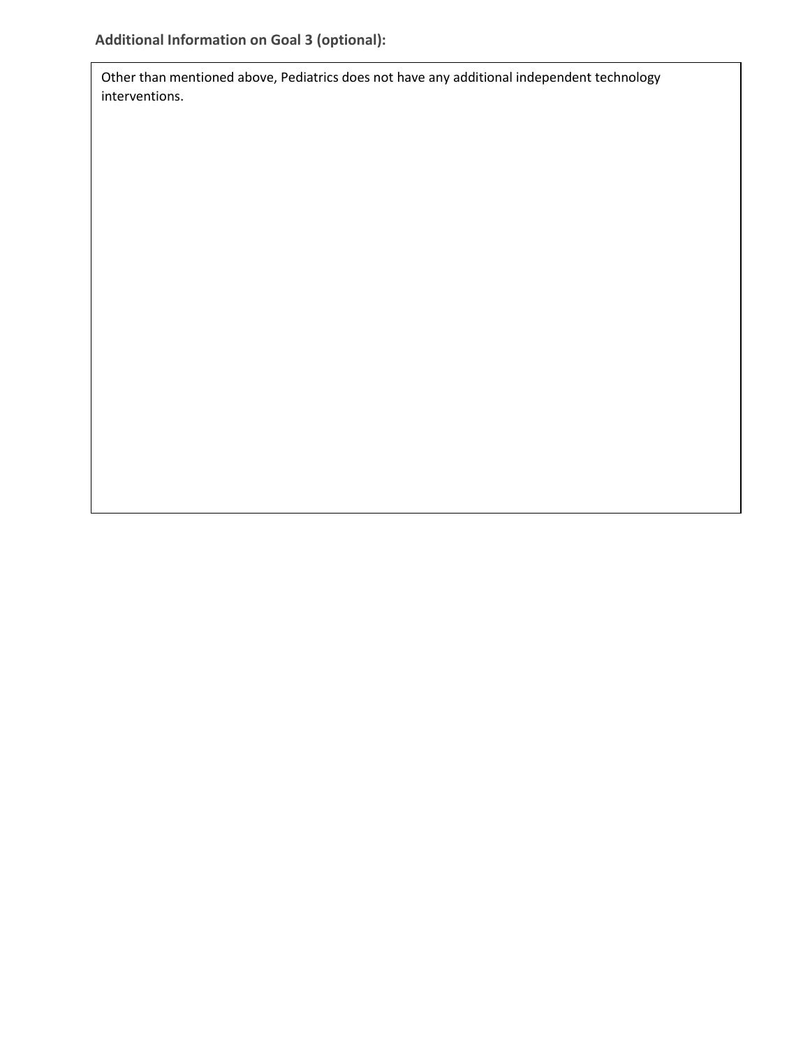**Additional Information on Goal 3 (optional):**

Other than mentioned above, Pediatrics does not have any additional independent technology interventions.